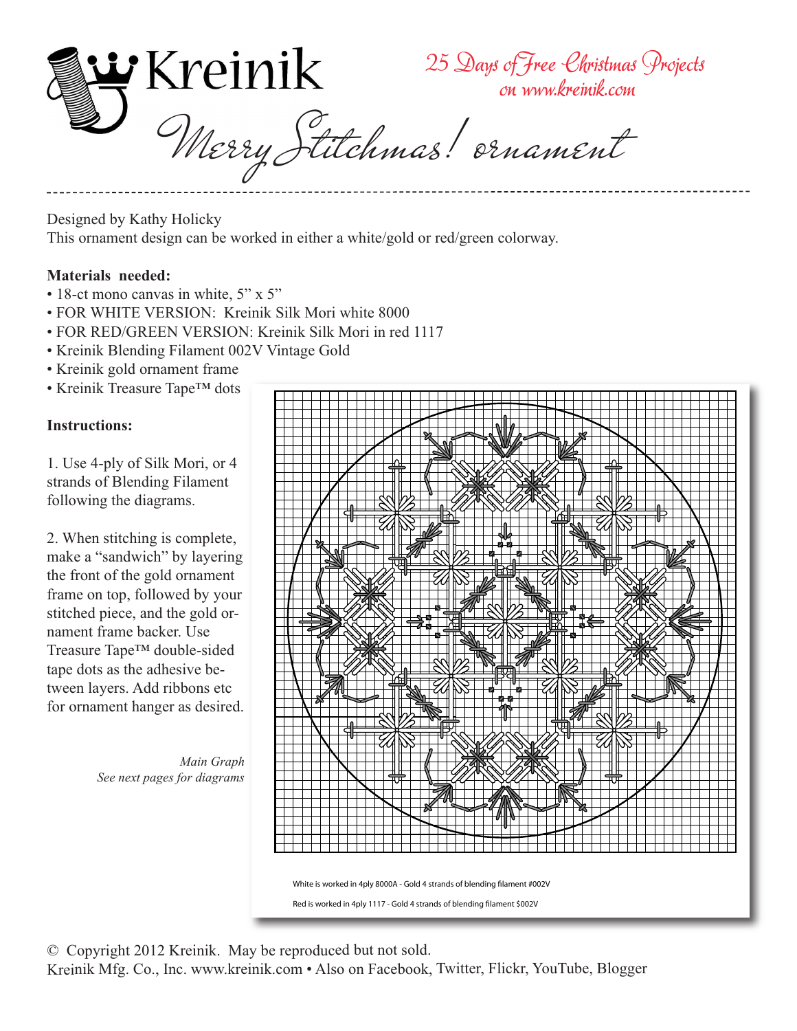# Kreinik

25 Days of Free Christmas Projects on www.kreinik.com

## Merry Stitchmas! ornament

Designed by Kathy Holicky
This ornament design can be worked in either a white/gold or red/green colorway.

**Materials needed:**

- 18-ct mono canvas in white, 5" x 5"
- FOR WHITE VERSION: Kreinik Silk Mori white 8000
- FOR RED/GREEN VERSION: Kreinik Silk Mori in red 1117
- Kreinik Blending Filament 002V Vintage Gold
- Kreinik gold ornament frame
- Kreinik Treasure Tape™ dots

**Instructions:**

1. Use 4-ply of Silk Mori, or 4 strands of Blending Filament following the diagrams.

2. When stitching is complete, make a "sandwich" by layering the front of the gold ornament frame on top, followed by your stitched piece, and the gold ornament frame backer. Use Treasure Tape™ double-sided tape dots as the adhesive between layers. Add ribbons etc for ornament hanger as desired.

*Main Graph*
*See next pages for diagrams*

White is worked in 4ply 8000A - Gold 4 strands of blending filament #002V

Red is worked in 4ply 1117 - Gold 4 strands of blending filament $002V

© Copyright 2012 Kreinik. May be reproduced but not sold.
Kreinik Mfg. Co., Inc. www.kreinik.com • Also on Facebook, Twitter, Flickr, YouTube, Blogger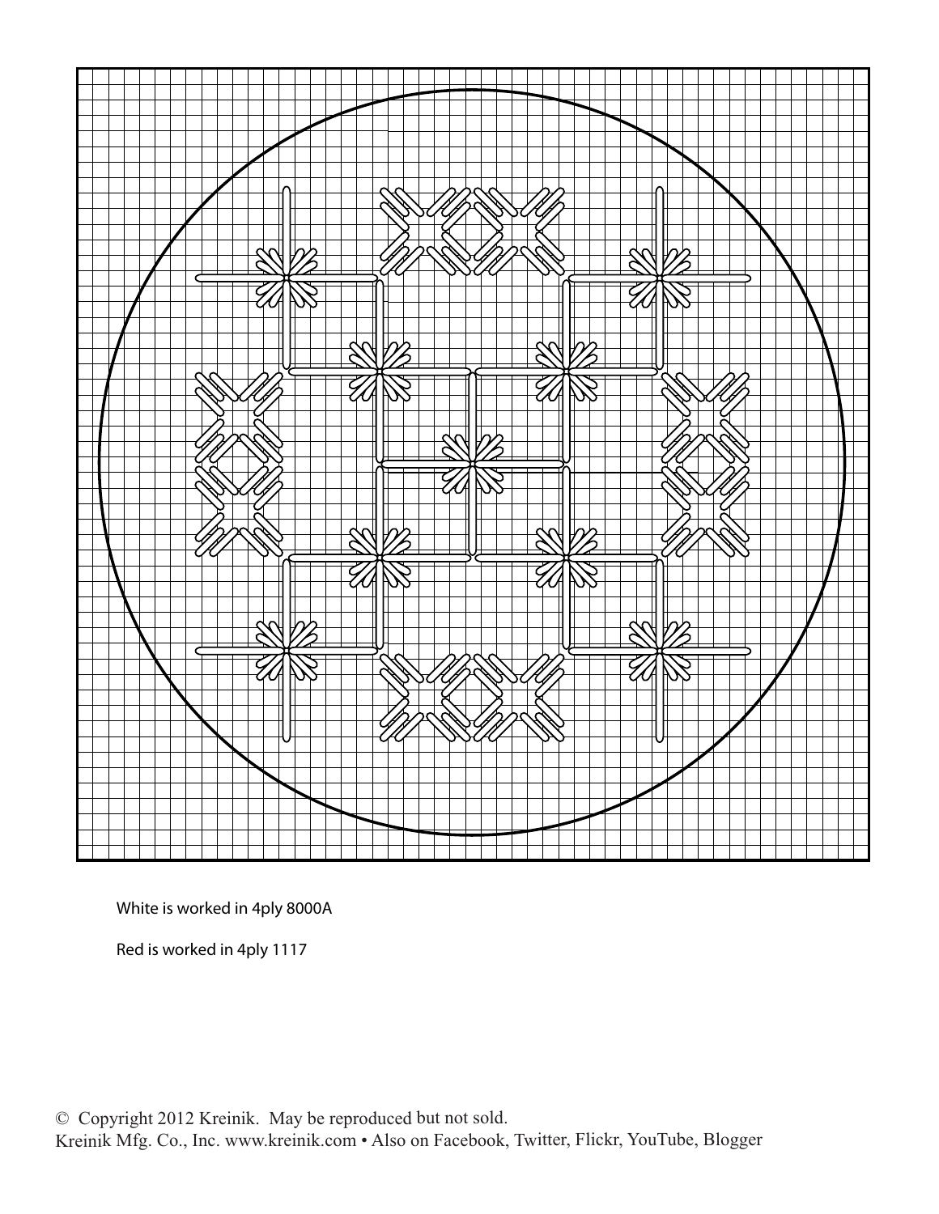White is worked in 4ply 8000A

Red is worked in 4ply 1117

© Copyright 2012 Kreinik. May be reproduced but not sold.
Kreinik Mfg. Co., Inc. www.kreinik.com • Also on Facebook, Twitter, Flickr, YouTube, Blogger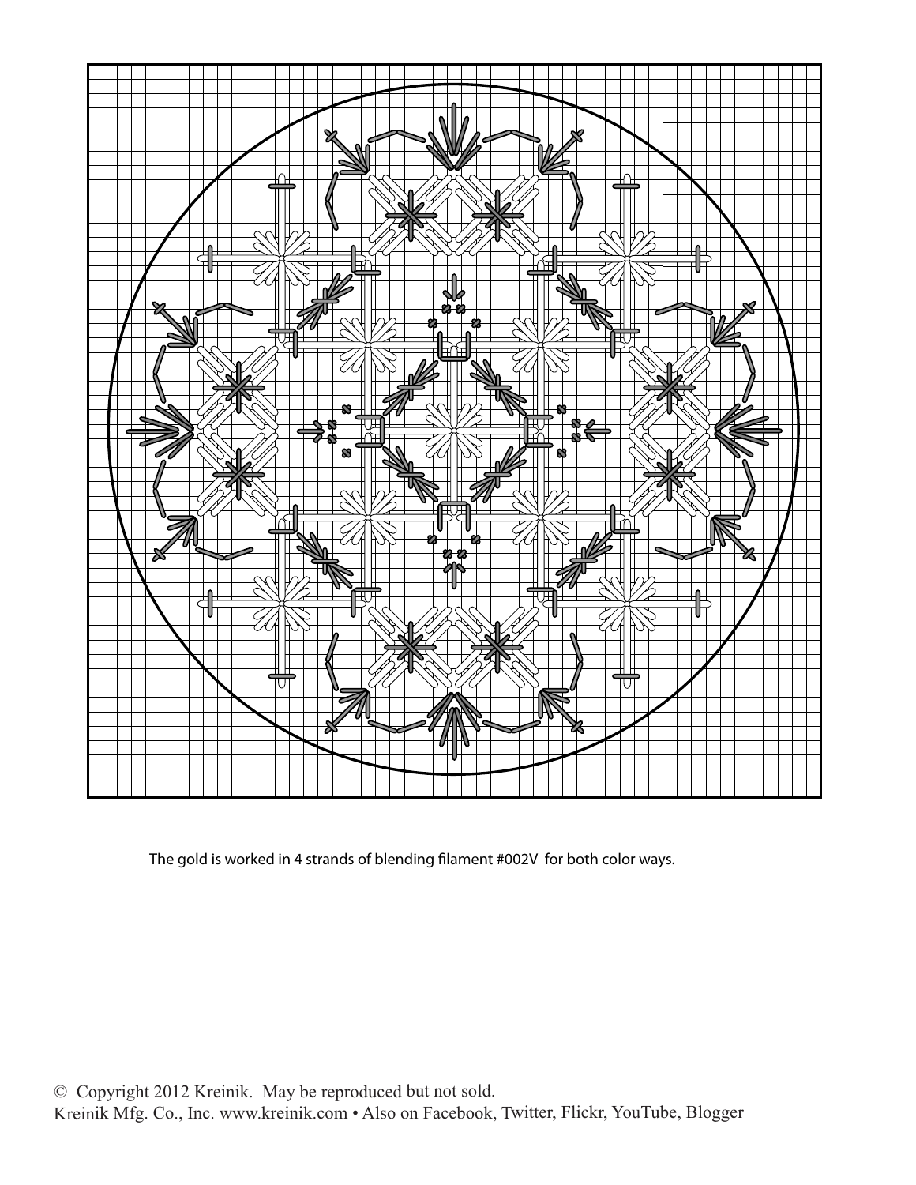The gold is worked in 4 strands of blending filament #002V for both color ways.

© Copyright 2012 Kreinik. May be reproduced but not sold.
Kreinik Mfg. Co., Inc. www.kreinik.com • Also on Facebook, Twitter, Flickr, YouTube, Blogger